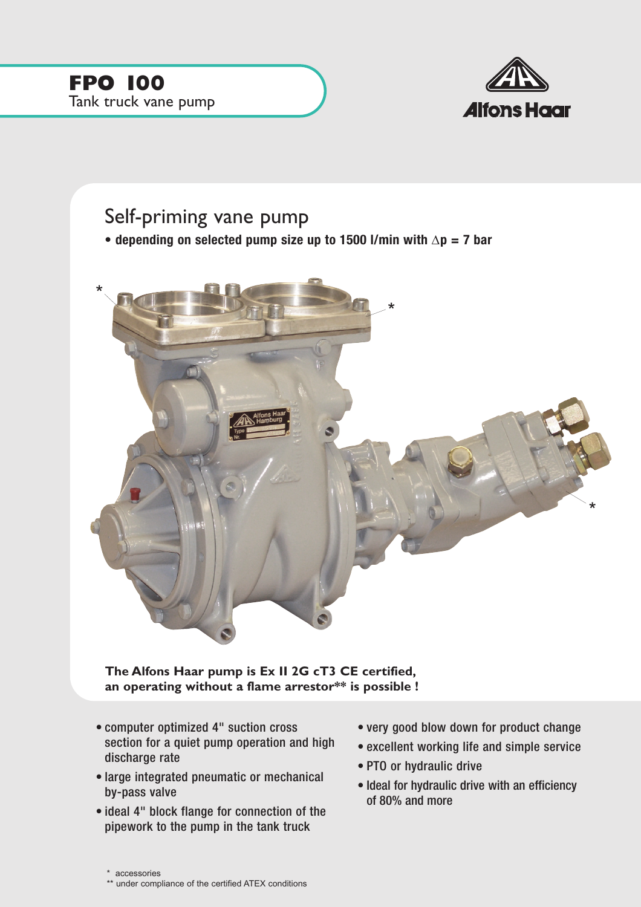# FPO 100

Tank truck vane pump

Alfons Haar

## Self-priming vane pump

- **depending on selected pump size up to 1500 l/min with $\Delta p$ = 7 bar**

**The Alfons Haar pump is Ex II 2G cT3 CE certified, an operating without a flame arrestor** is possible !**

- computer optimized 4" suction cross section for a quiet pump operation and high discharge rate
- large integrated pneumatic or mechanical by-pass valve
- ideal 4" block flange for connection of the pipework to the pump in the tank truck
- very good blow down for product change
- excellent working life and simple service
- PTO or hydraulic drive
- Ideal for hydraulic drive with an efficiency of 80% and more

\* accessories

** under compliance of the certified ATEX conditions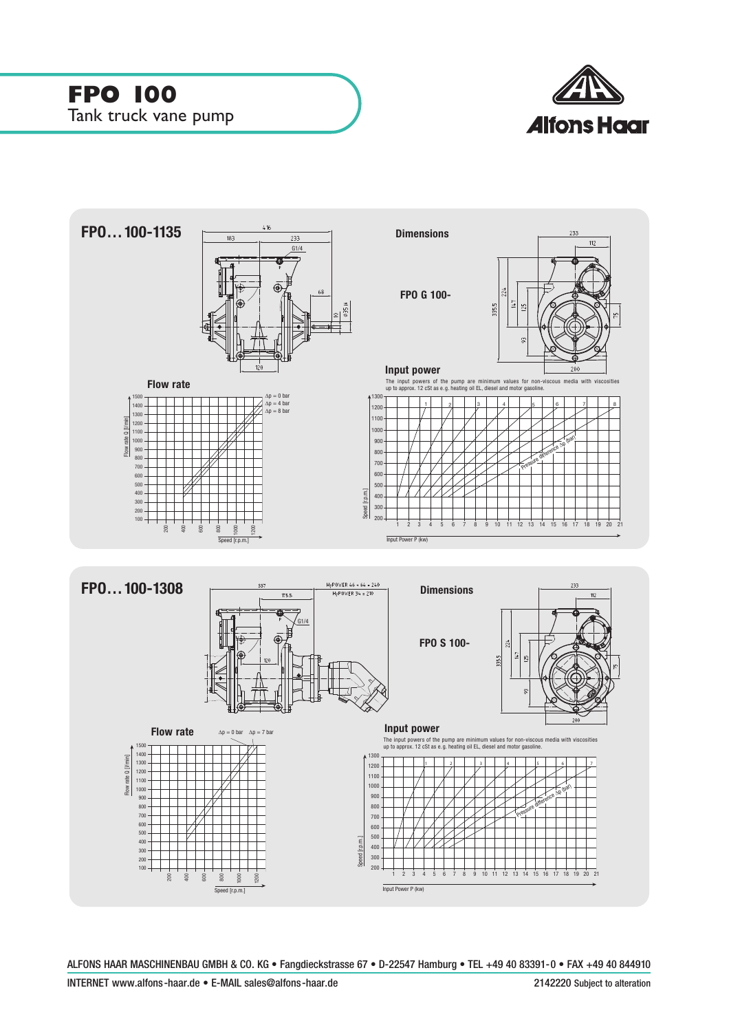# FPO 100
Tank truck vane pump

Alfons Haar

## FPO… 100-1135

416
183
233
G1/4
68
10
ø35 j6
120

### Dimensions

**FPO G 100-**

233
112
335.5
224
147
125
93
75
200

### Flow rate

Δp = 0 bar
Δp = 4 bar
Δp = 8 bar

Flow rate Q [l/min]
1500
1400
1300
1200
1100
1000
900
800
700
600
500
400
300
200
100

200 400 600 800 1000 1200
Speed [r.p.m.]

### Input power

The input powers of the pump are minimum values for non-viscous media with viscosities up to approx. 12 cSt as e.g. heating oil EL, diesel and motor gasoline.

Speed [r.p.m.]
1300
1200
1100
1000
900
800
700
600
500
400
300
200

1 2 3 4 5 6 7 8

Pressure difference Δp (bar)

1 2 3 4 5 6 7 8 9 10 11 12 13 14 15 16 17 18 19 20 21
Input Power P (kw)

## FPO… 100-1308

337
175.5
HyPOWER 46 + 64 = 240
HyPOWER 34 = 210
G1/4
120

### Dimensions

**FPO S 100-**

233
112
335.5
224
147
125
93
75
200

### Flow rate

Δp = 0 bar Δp = 7 bar

Flow rate Q [l/min]
1500
1400
1300
1200
1100
1000
900
800
700
600
500
400
300
200
100

200 400 600 800 1000 1200
Speed [r.p.m.]

### Input power

The input powers of the pump are minimum values for non-viscous media with viscosities up to approx. 12 cSt as e.g. heating oil EL, diesel and motor gasoline.

Speed [r.p.m.]
1300
1200
1100
1000
900
800
700
600
500
400
300
200

1 2 3 4 5 6 7

Pressure difference Δp (bar)

1 2 3 4 5 6 7 8 9 10 11 12 13 14 15 16 17 18 19 20 21
Input Power P (kw)

ALFONS HAAR MASCHINENBAU GMBH & CO. KG • Fangdieckstrasse 67 • D-22547 Hamburg • TEL +49 40 83391-0 • FAX +49 40 844910

INTERNET www.alfons-haar.de • E-MAIL sales@alfons-haar.de

2142220 Subject to alteration